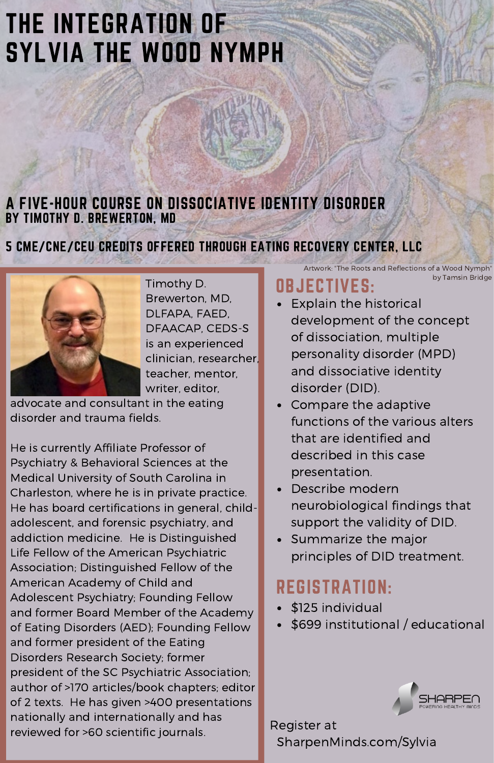# THE INTEGRATION OF SYLVIA THE WOOD NYMPH

## A FIVE-HOUR COURSE ON DISSOCIATIVE IDENTITY DISORDER
### BY TIMOTHY D. BREWERTON, MD

### 5 CME/CNE/CEU CREDITS OFFERED THROUGH EATING RECOVERY CENTER, LLC

Artwork: "The Roots and Reflections of a Wood Nymph" by Tamsin Bridge

Timothy D. Brewerton, MD, DLFAPA, FAED, DFAACAP, CEDS-S is an experienced clinician, researcher, teacher, mentor, writer, editor, advocate and consultant in the eating disorder and trauma fields.

He is currently Affiliate Professor of Psychiatry & Behavioral Sciences at the Medical University of South Carolina in Charleston, where he is in private practice. He has board certifications in general, child-adolescent, and forensic psychiatry, and addiction medicine. He is Distinguished Life Fellow of the American Psychiatric Association; Distinguished Fellow of the American Academy of Child and Adolescent Psychiatry; Founding Fellow and former Board Member of the Academy of Eating Disorders (AED); Founding Fellow and former president of the Eating Disorders Research Society; former president of the SC Psychiatric Association; author of >170 articles/book chapters; editor of 2 texts. He has given >400 presentations nationally and internationally and has reviewed for >60 scientific journals.

## OBJECTIVES:

- Explain the historical development of the concept of dissociation, multiple personality disorder (MPD) and dissociative identity disorder (DID).
- Compare the adaptive functions of the various alters that are identified and described in this case presentation.
- Describe modern neurobiological findings that support the validity of DID.
- Summarize the major principles of DID treatment.

## REGISTRATION:

- $125 individual
- $699 institutional / educational

SHARPEN — POWERING HEALTHY MINDS

Register at SharpenMinds.com/Sylvia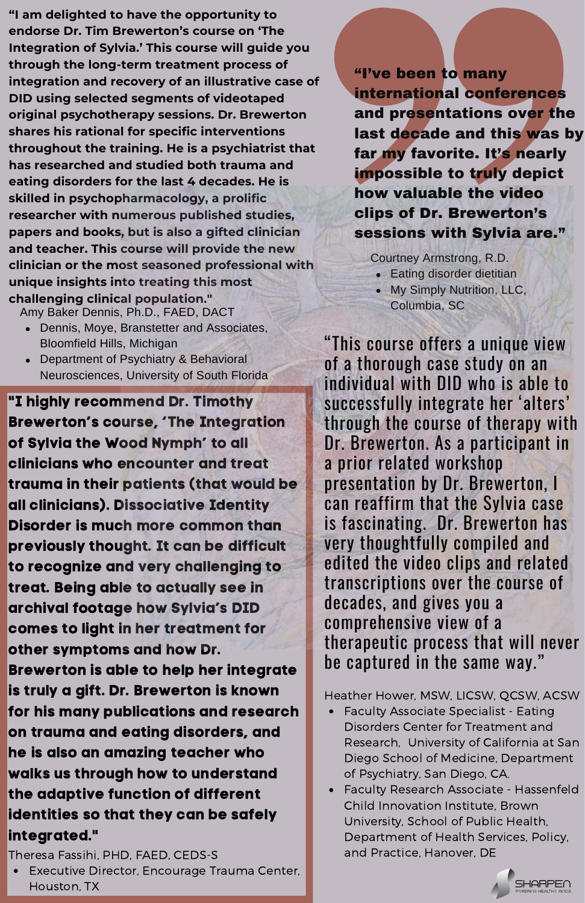**"I am delighted to have the opportunity to endorse Dr. Tim Brewerton's course on 'The Integration of Sylvia.' This course will guide you through the long-term treatment process of integration and recovery of an illustrative case of DID using selected segments of videotaped original psychotherapy sessions. Dr. Brewerton shares his rational for specific interventions throughout the training. He is a psychiatrist that has researched and studied both trauma and eating disorders for the last 4 decades. He is skilled in psychopharmacology, a prolific researcher with numerous published studies, papers and books, but is also a gifted clinician and teacher. This course will provide the new clinician or the most seasoned professional with unique insights into treating this most challenging clinical population."**

Amy Baker Dennis, Ph.D., FAED, DACT

- Dennis, Moye, Branstetter and Associates, Bloomfield Hills, Michigan
- Department of Psychiatry & Behavioral Neurosciences, University of South Florida

**"I've been to many international conferences and presentations over the last decade and this was by far my favorite. It's nearly impossible to truly depict how valuable the video clips of Dr. Brewerton's sessions with Sylvia are."**

Courtney Armstrong, R.D.

- Eating disorder dietitian
- My Simply Nutrition, LLC, Columbia, SC

**"I highly recommend Dr. Timothy Brewerton's course, 'The Integration of Sylvia the Wood Nymph' to all clinicians who encounter and treat trauma in their patients (that would be all clinicians). Dissociative Identity Disorder is much more common than previously thought. It can be difficult to recognize and very challenging to treat. Being able to actually see in archival footage how Sylvia's DID comes to light in her treatment for other symptoms and how Dr. Brewerton is able to help her integrate is truly a gift. Dr. Brewerton is known for his many publications and research on trauma and eating disorders, and he is also an amazing teacher who walks us through how to understand the adaptive function of different identities so that they can be safely integrated."**

Theresa Fassihi, PHD, FAED, CEDS-S

- Executive Director, Encourage Trauma Center, Houston, TX

"This course offers a unique view of a thorough case study on an individual with DID who is able to successfully integrate her 'alters' through the course of therapy with Dr. Brewerton. As a participant in a prior related workshop presentation by Dr. Brewerton, I can reaffirm that the Sylvia case is fascinating. Dr. Brewerton has very thoughtfully compiled and edited the video clips and related transcriptions over the course of decades, and gives you a comprehensive view of a therapeutic process that will never be captured in the same way."

Heather Hower, MSW, LICSW, QCSW, ACSW

- Faculty Associate Specialist - Eating Disorders Center for Treatment and Research, University of California at San Diego School of Medicine, Department of Psychiatry, San Diego, CA.
- Faculty Research Associate - Hassenfeld Child Innovation Institute, Brown University, School of Public Health, Department of Health Services, Policy, and Practice, Hanover, DE

SHARPEN
POWERING HEALTHY MINDS